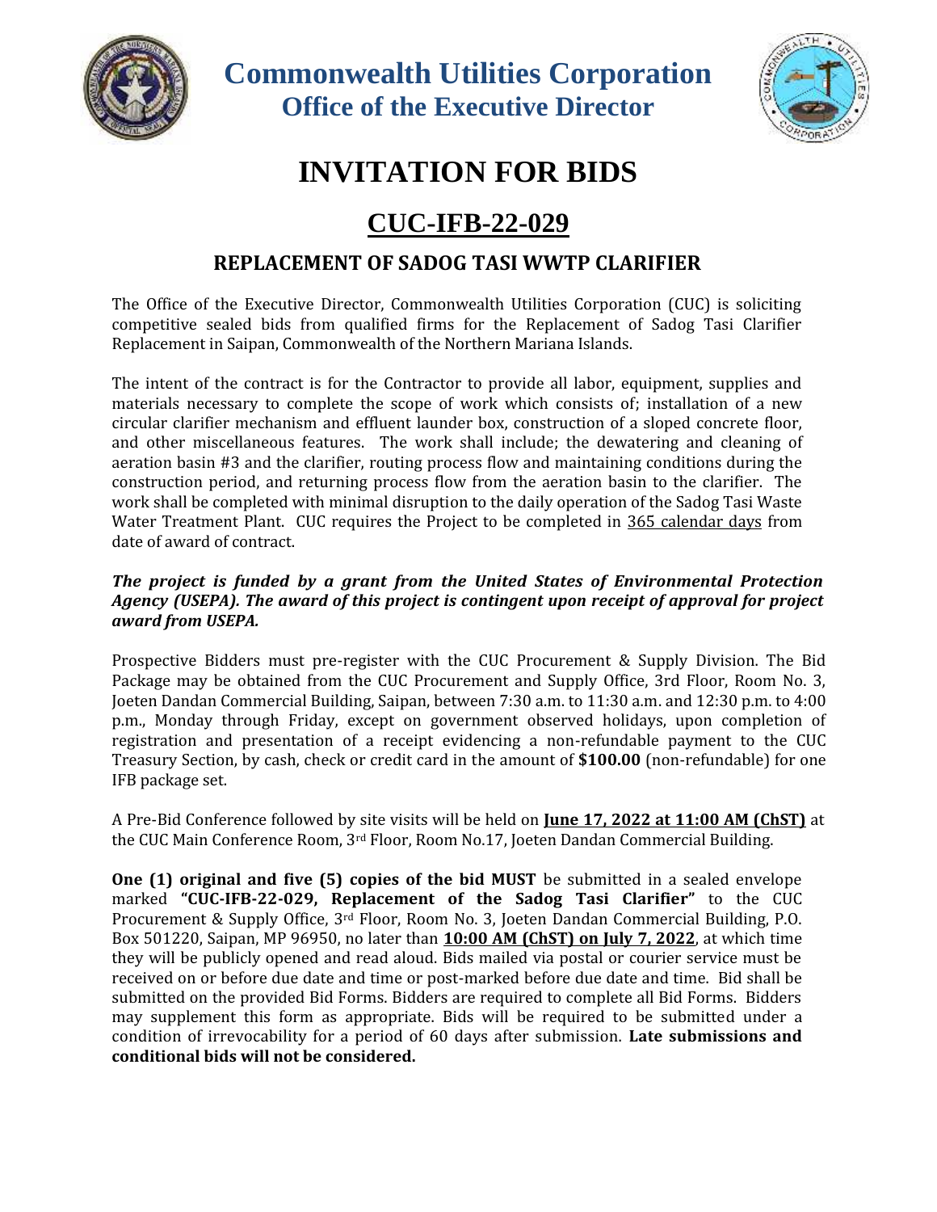# Commonwealth Utilities Corporation

## Office of the Executive Director

# INVITATION FOR BIDS

# CUC-IFB-22-029

## REPLACEMENT OF SADOG TASI WWTP CLARIFIER

The Office of the Executive Director, Commonwealth Utilities Corporation (CUC) is soliciting competitive sealed bids from qualified firms for the Replacement of Sadog Tasi Clarifier Replacement in Saipan, Commonwealth of the Northern Mariana Islands.

The intent of the contract is for the Contractor to provide all labor, equipment, supplies and materials necessary to complete the scope of work which consists of; installation of a new circular clarifier mechanism and effluent launder box, construction of a sloped concrete floor, and other miscellaneous features. The work shall include; the dewatering and cleaning of aeration basin #3 and the clarifier, routing process flow and maintaining conditions during the construction period, and returning process flow from the aeration basin to the clarifier. The work shall be completed with minimal disruption to the daily operation of the Sadog Tasi Waste Water Treatment Plant. CUC requires the Project to be completed in 365 calendar days from date of award of contract.

***The project is funded by a grant from the United States of Environmental Protection Agency (USEPA). The award of this project is contingent upon receipt of approval for project award from USEPA.***

Prospective Bidders must pre-register with the CUC Procurement & Supply Division. The Bid Package may be obtained from the CUC Procurement and Supply Office, 3rd Floor, Room No. 3, Joeten Dandan Commercial Building, Saipan, between 7:30 a.m. to 11:30 a.m. and 12:30 p.m. to 4:00 p.m., Monday through Friday, except on government observed holidays, upon completion of registration and presentation of a receipt evidencing a non-refundable payment to the CUC Treasury Section, by cash, check or credit card in the amount of **$100.00** (non-refundable) for one IFB package set.

A Pre-Bid Conference followed by site visits will be held on **June 17, 2022 at 11:00 AM (ChST)** at the CUC Main Conference Room, 3rd Floor, Room No.17, Joeten Dandan Commercial Building.

**One (1) original and five (5) copies of the bid MUST** be submitted in a sealed envelope marked **"CUC-IFB-22-029, Replacement of the Sadog Tasi Clarifier"** to the CUC Procurement & Supply Office, 3rd Floor, Room No. 3, Joeten Dandan Commercial Building, P.O. Box 501220, Saipan, MP 96950, no later than **10:00 AM (ChST) on July 7, 2022**, at which time they will be publicly opened and read aloud. Bids mailed via postal or courier service must be received on or before due date and time or post-marked before due date and time. Bid shall be submitted on the provided Bid Forms. Bidders are required to complete all Bid Forms. Bidders may supplement this form as appropriate. Bids will be required to be submitted under a condition of irrevocability for a period of 60 days after submission. **Late submissions and conditional bids will not be considered.**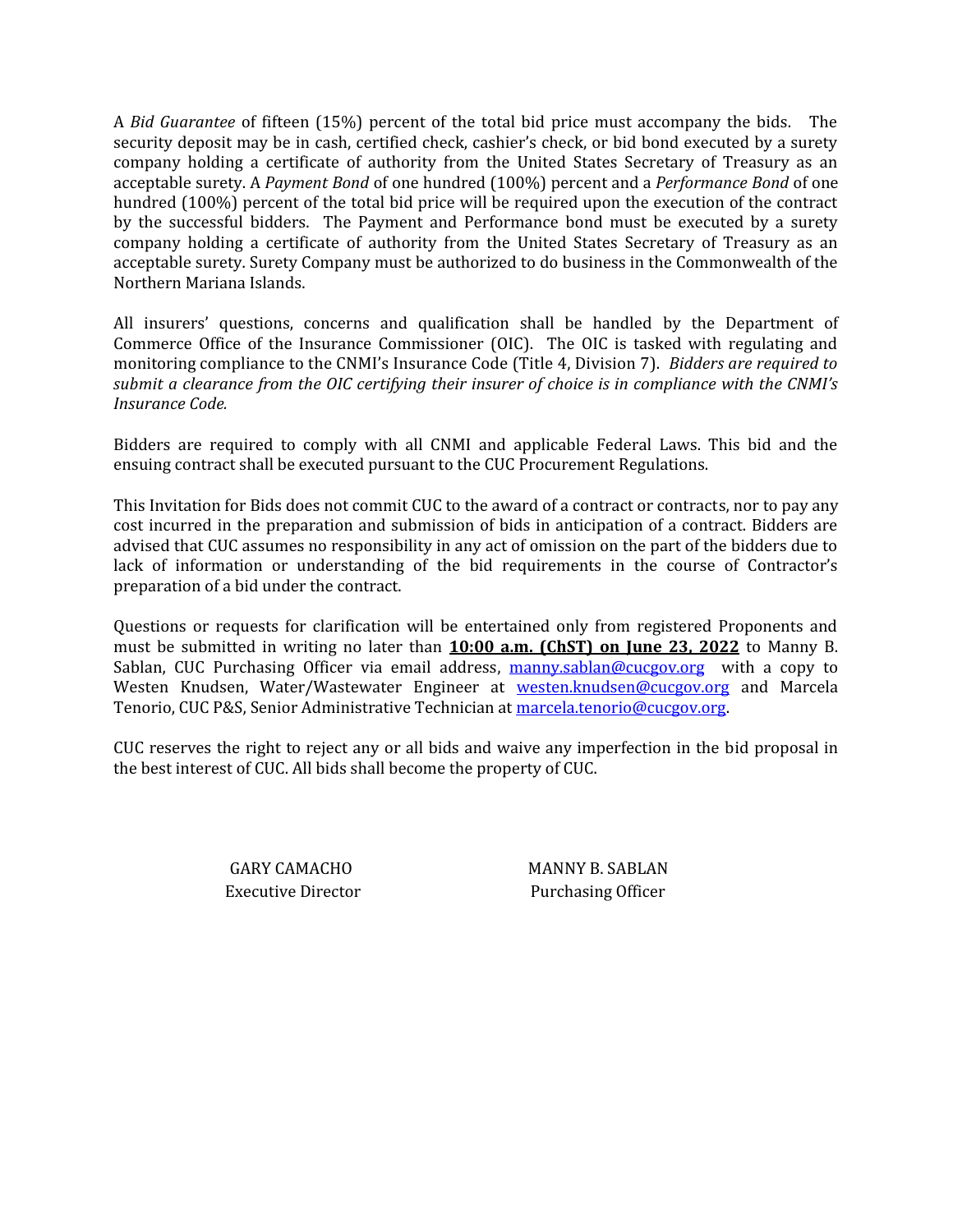A *Bid Guarantee* of fifteen (15%) percent of the total bid price must accompany the bids. The security deposit may be in cash, certified check, cashier's check, or bid bond executed by a surety company holding a certificate of authority from the United States Secretary of Treasury as an acceptable surety. A *Payment Bond* of one hundred (100%) percent and a *Performance Bond* of one hundred (100%) percent of the total bid price will be required upon the execution of the contract by the successful bidders. The Payment and Performance bond must be executed by a surety company holding a certificate of authority from the United States Secretary of Treasury as an acceptable surety. Surety Company must be authorized to do business in the Commonwealth of the Northern Mariana Islands.

All insurers' questions, concerns and qualification shall be handled by the Department of Commerce Office of the Insurance Commissioner (OIC). The OIC is tasked with regulating and monitoring compliance to the CNMI's Insurance Code (Title 4, Division 7). *Bidders are required to submit a clearance from the OIC certifying their insurer of choice is in compliance with the CNMI's Insurance Code.*

Bidders are required to comply with all CNMI and applicable Federal Laws. This bid and the ensuing contract shall be executed pursuant to the CUC Procurement Regulations.

This Invitation for Bids does not commit CUC to the award of a contract or contracts, nor to pay any cost incurred in the preparation and submission of bids in anticipation of a contract. Bidders are advised that CUC assumes no responsibility in any act of omission on the part of the bidders due to lack of information or understanding of the bid requirements in the course of Contractor's preparation of a bid under the contract.

Questions or requests for clarification will be entertained only from registered Proponents and must be submitted in writing no later than **10:00 a.m. (ChST) on June 23, 2022** to Manny B. Sablan, CUC Purchasing Officer via email address, manny.sablan@cucgov.org with a copy to Westen Knudsen, Water/Wastewater Engineer at westen.knudsen@cucgov.org and Marcela Tenorio, CUC P&S, Senior Administrative Technician at marcela.tenorio@cucgov.org.

CUC reserves the right to reject any or all bids and waive any imperfection in the bid proposal in the best interest of CUC. All bids shall become the property of CUC.

GARY CAMACHO
Executive Director

MANNY B. SABLAN
Purchasing Officer